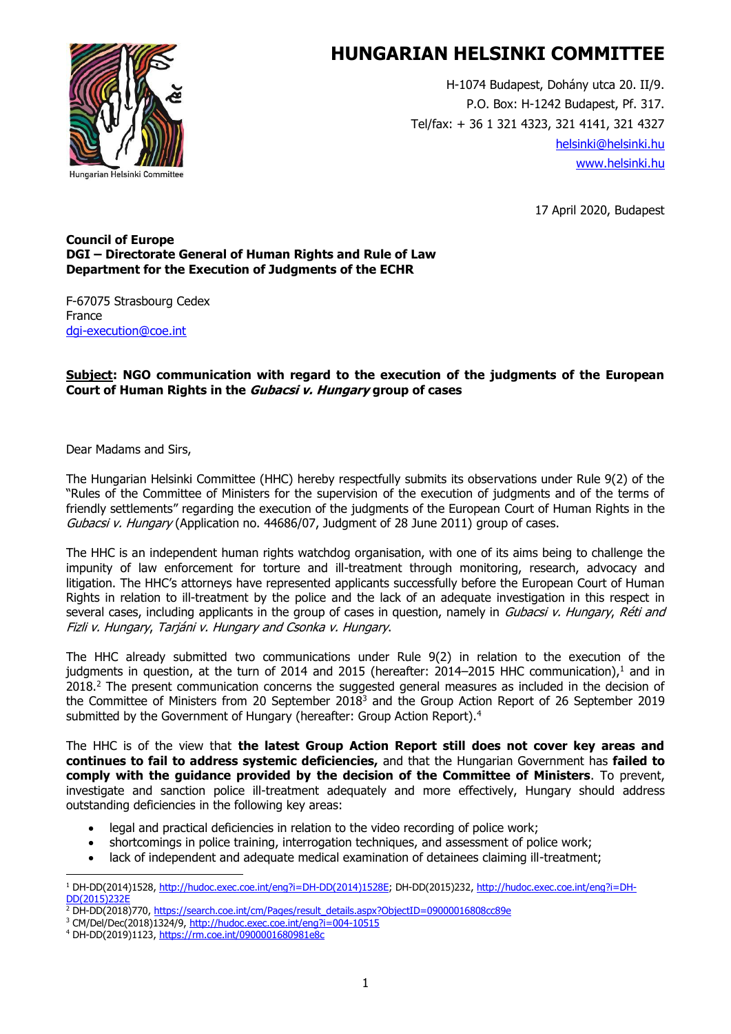# HUNGARIAN HELSINKI COMMITTEE

Hungarian Helsinki Committee

H-1074 Budapest, Dohány utca 20. II/9.
P.O. Box: H-1242 Budapest, Pf. 317.
Tel/fax: + 36 1 321 4323, 321 4141, 321 4327
helsinki@helsinki.hu
www.helsinki.hu

17 April 2020, Budapest

**Council of Europe**
**DGI – Directorate General of Human Rights and Rule of Law**
**Department for the Execution of Judgments of the ECHR**

F-67075 Strasbourg Cedex
France
dgi-execution@coe.int

**Subject: NGO communication with regard to the execution of the judgments of the European Court of Human Rights in the *Gubacsi v. Hungary* group of cases**

Dear Madams and Sirs,

The Hungarian Helsinki Committee (HHC) hereby respectfully submits its observations under Rule 9(2) of the "Rules of the Committee of Ministers for the supervision of the execution of judgments and of the terms of friendly settlements" regarding the execution of the judgments of the European Court of Human Rights in the *Gubacsi v. Hungary* (Application no. 44686/07, Judgment of 28 June 2011) group of cases.

The HHC is an independent human rights watchdog organisation, with one of its aims being to challenge the impunity of law enforcement for torture and ill-treatment through monitoring, research, advocacy and litigation. The HHC's attorneys have represented applicants successfully before the European Court of Human Rights in relation to ill-treatment by the police and the lack of an adequate investigation in this respect in several cases, including applicants in the group of cases in question, namely in *Gubacsi v. Hungary*, *Réti and Fizli v. Hungary*, *Tarjáni v. Hungary and Csonka v. Hungary*.

The HHC already submitted two communications under Rule 9(2) in relation to the execution of the judgments in question, at the turn of 2014 and 2015 (hereafter: 2014–2015 HHC communication),[1] and in 2018.[2] The present communication concerns the suggested general measures as included in the decision of the Committee of Ministers from 20 September 2018[3] and the Group Action Report of 26 September 2019 submitted by the Government of Hungary (hereafter: Group Action Report).[4]

The HHC is of the view that **the latest Group Action Report still does not cover key areas and continues to fail to address systemic deficiencies,** and that the Hungarian Government has **failed to comply with the guidance provided by the decision of the Committee of Ministers**. To prevent, investigate and sanction police ill-treatment adequately and more effectively, Hungary should address outstanding deficiencies in the following key areas:

- legal and practical deficiencies in relation to the video recording of police work;
- shortcomings in police training, interrogation techniques, and assessment of police work;
- lack of independent and adequate medical examination of detainees claiming ill-treatment;

---

[1] DH-DD(2014)1528, http://hudoc.exec.coe.int/eng?i=DH-DD(2014)1528E; DH-DD(2015)232, http://hudoc.exec.coe.int/eng?i=DH-DD(2015)232E

[2] DH-DD(2018)770, https://search.coe.int/cm/Pages/result_details.aspx?ObjectID=09000016808cc89e

[3] CM/Del/Dec(2018)1324/9, http://hudoc.exec.coe.int/eng?i=004-10515

[4] DH-DD(2019)1123, https://rm.coe.int/0900001680981e8c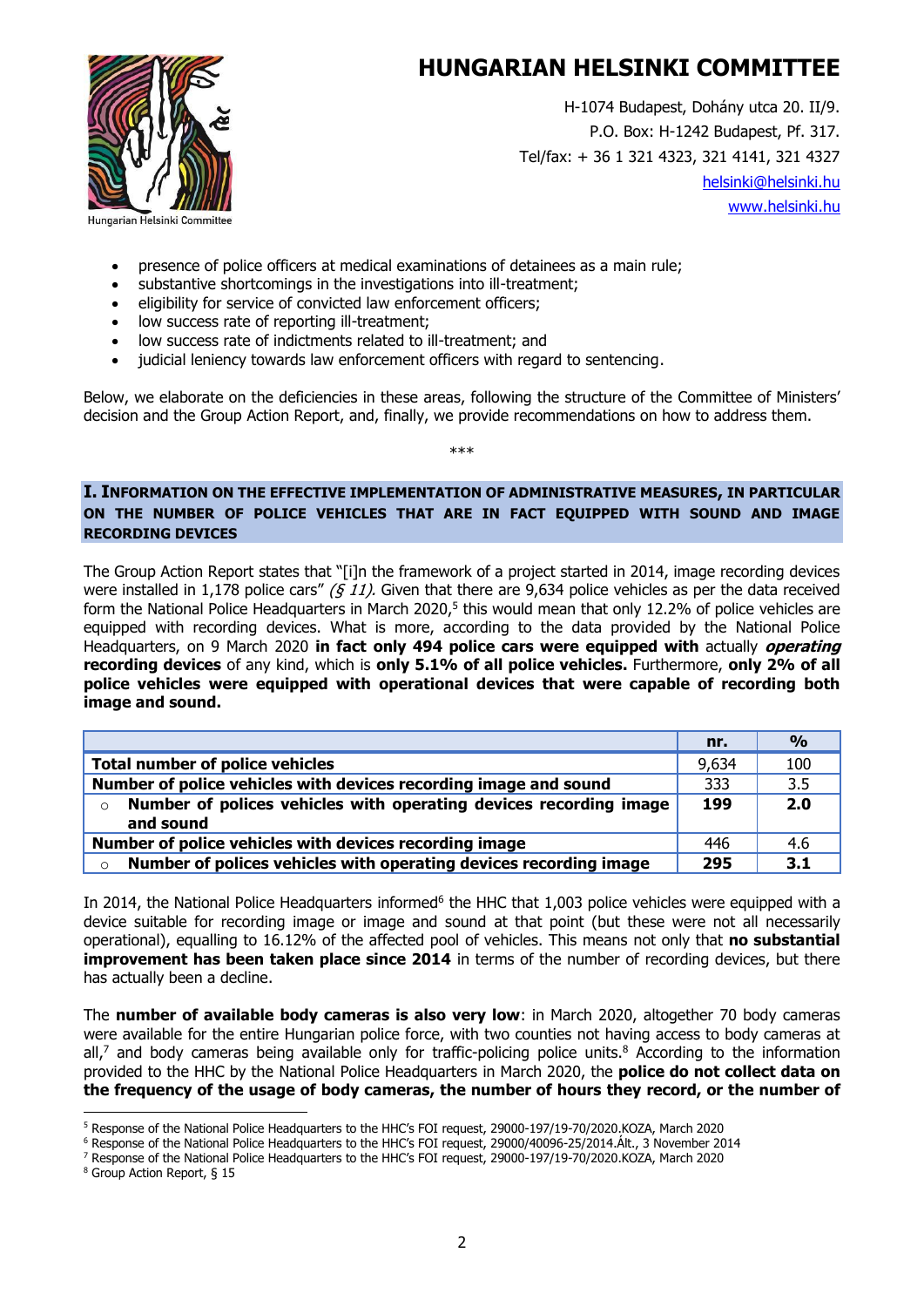- presence of police officers at medical examinations of detainees as a main rule;
- substantive shortcomings in the investigations into ill-treatment;
- eligibility for service of convicted law enforcement officers;
- low success rate of reporting ill-treatment;
- low success rate of indictments related to ill-treatment; and
- judicial leniency towards law enforcement officers with regard to sentencing.

Below, we elaborate on the deficiencies in these areas, following the structure of the Committee of Ministers' decision and the Group Action Report, and, finally, we provide recommendations on how to address them.

***

## I. Information on the effective implementation of administrative measures, in particular on the number of police vehicles that are in fact equipped with sound and image recording devices

The Group Action Report states that "[i]n the framework of a project started in 2014, image recording devices were installed in 1,178 police cars" *(§ 11).* Given that there are 9,634 police vehicles as per the data received form the National Police Headquarters in March 2020,[5] this would mean that only 12.2% of police vehicles are equipped with recording devices. What is more, according to the data provided by the National Police Headquarters, on 9 March 2020 **in fact only 494 police cars were equipped with** actually ***operating*** **recording devices** of any kind, which is **only 5.1% of all police vehicles.** Furthermore, **only 2% of all police vehicles were equipped with operational devices that were capable of recording both image and sound.**

| | nr. | % |
|---|---|---|
| **Total number of police vehicles** | 9,634 | 100 |
| **Number of police vehicles with devices recording image and sound** | 333 | 3.5 |
| ○ **Number of polices vehicles with operating devices recording image and sound** | **199** | **2.0** |
| **Number of police vehicles with devices recording image** | 446 | 4.6 |
| ○ **Number of polices vehicles with operating devices recording image** | **295** | **3.1** |

In 2014, the National Police Headquarters informed[6] the HHC that 1,003 police vehicles were equipped with a device suitable for recording image or image and sound at that point (but these were not all necessarily operational), equalling to 16.12% of the affected pool of vehicles. This means not only that **no substantial improvement has been taken place since 2014** in terms of the number of recording devices, but there has actually been a decline.

The **number of available body cameras is also very low**: in March 2020, altogether 70 body cameras were available for the entire Hungarian police force, with two counties not having access to body cameras at all,[7] and body cameras being available only for traffic-policing police units.[8] According to the information provided to the HHC by the National Police Headquarters in March 2020, the **police do not collect data on the frequency of the usage of body cameras, the number of hours they record, or the number of**

---

[5] Response of the National Police Headquarters to the HHC's FOI request, 29000-197/19-70/2020.KOZA, March 2020

[6] Response of the National Police Headquarters to the HHC's FOI request, 29000/40096-25/2014.Ált., 3 November 2014

[7] Response of the National Police Headquarters to the HHC's FOI request, 29000-197/19-70/2020.KOZA, March 2020

[8] Group Action Report, § 15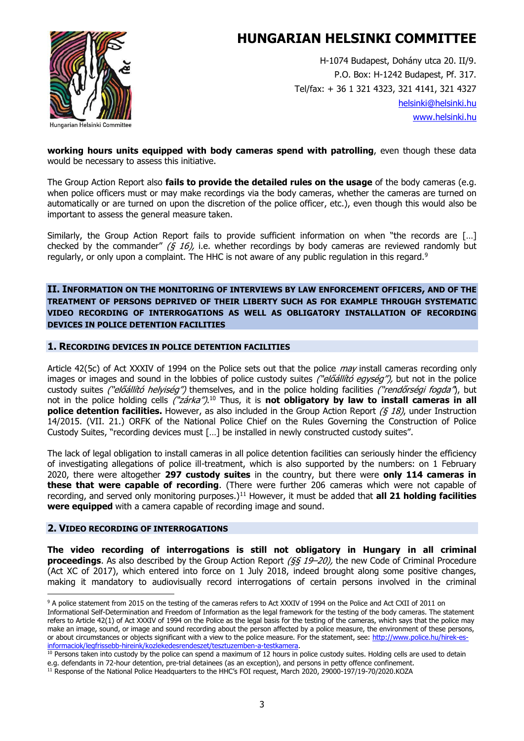**working hours units equipped with body cameras spend with patrolling**, even though these data would be necessary to assess this initiative.

The Group Action Report also **fails to provide the detailed rules on the usage** of the body cameras (e.g. when police officers must or may make recordings via the body cameras, whether the cameras are turned on automatically or are turned on upon the discretion of the police officer, etc.), even though this would also be important to assess the general measure taken.

Similarly, the Group Action Report fails to provide sufficient information on when "the records are […] checked by the commander" *(§ 16),* i.e. whether recordings by body cameras are reviewed randomly but regularly, or only upon a complaint. The HHC is not aware of any public regulation in this regard.[9]

## II. Information on the monitoring of interviews by law enforcement officers, and of the treatment of persons deprived of their liberty such as for example through systematic video recording of interrogations as well as obligatory installation of recording devices in police detention facilities

### 1. Recording devices in police detention facilities

Article 42(5c) of Act XXXIV of 1994 on the Police sets out that the police *may* install cameras recording only images or images and sound in the lobbies of police custody suites *("előállító egység"),* but not in the police custody suites *("előállító helyiség")* themselves, and in the police holding facilities *("rendőrségi fogda")*, but not in the police holding cells *("zárka")*.[10] Thus, it is **not obligatory by law to install cameras in all police detention facilities.** However, as also included in the Group Action Report *(§ 18)*, under Instruction 14/2015. (VII. 21.) ORFK of the National Police Chief on the Rules Governing the Construction of Police Custody Suites, "recording devices must […] be installed in newly constructed custody suites".

The lack of legal obligation to install cameras in all police detention facilities can seriously hinder the efficiency of investigating allegations of police ill-treatment, which is also supported by the numbers: on 1 February 2020, there were altogether **297 custody suites** in the country, but there were **only 114 cameras in these that were capable of recording**. (There were further 206 cameras which were not capable of recording, and served only monitoring purposes.)[11] However, it must be added that **all 21 holding facilities were equipped** with a camera capable of recording image and sound.

### 2. Video recording of interrogations

**The video recording of interrogations is still not obligatory in Hungary in all criminal proceedings**. As also described by the Group Action Report *(§§ 19–20),* the new Code of Criminal Procedure (Act XC of 2017), which entered into force on 1 July 2018, indeed brought along some positive changes, making it mandatory to audiovisually record interrogations of certain persons involved in the criminal

---

[9] A police statement from 2015 on the testing of the cameras refers to Act XXXIV of 1994 on the Police and Act CXII of 2011 on Informational Self-Determination and Freedom of Information as the legal framework for the testing of the body cameras. The statement refers to Article 42(1) of Act XXXIV of 1994 on the Police as the legal basis for the testing of the cameras, which says that the police may make an image, sound, or image and sound recording about the person affected by a police measure, the environment of these persons, or about circumstances or objects significant with a view to the police measure. For the statement, see: http://www.police.hu/hirek-es-informaciok/legfrissebb-hireink/kozlekedesrendeszet/tesztuzemben-a-testkamera.

[10] Persons taken into custody by the police can spend a maximum of 12 hours in police custody suites. Holding cells are used to detain e.g. defendants in 72-hour detention, pre-trial detainees (as an exception), and persons in petty offence confinement.

[11] Response of the National Police Headquarters to the HHC's FOI request, March 2020, 29000-197/19-70/2020.KOZA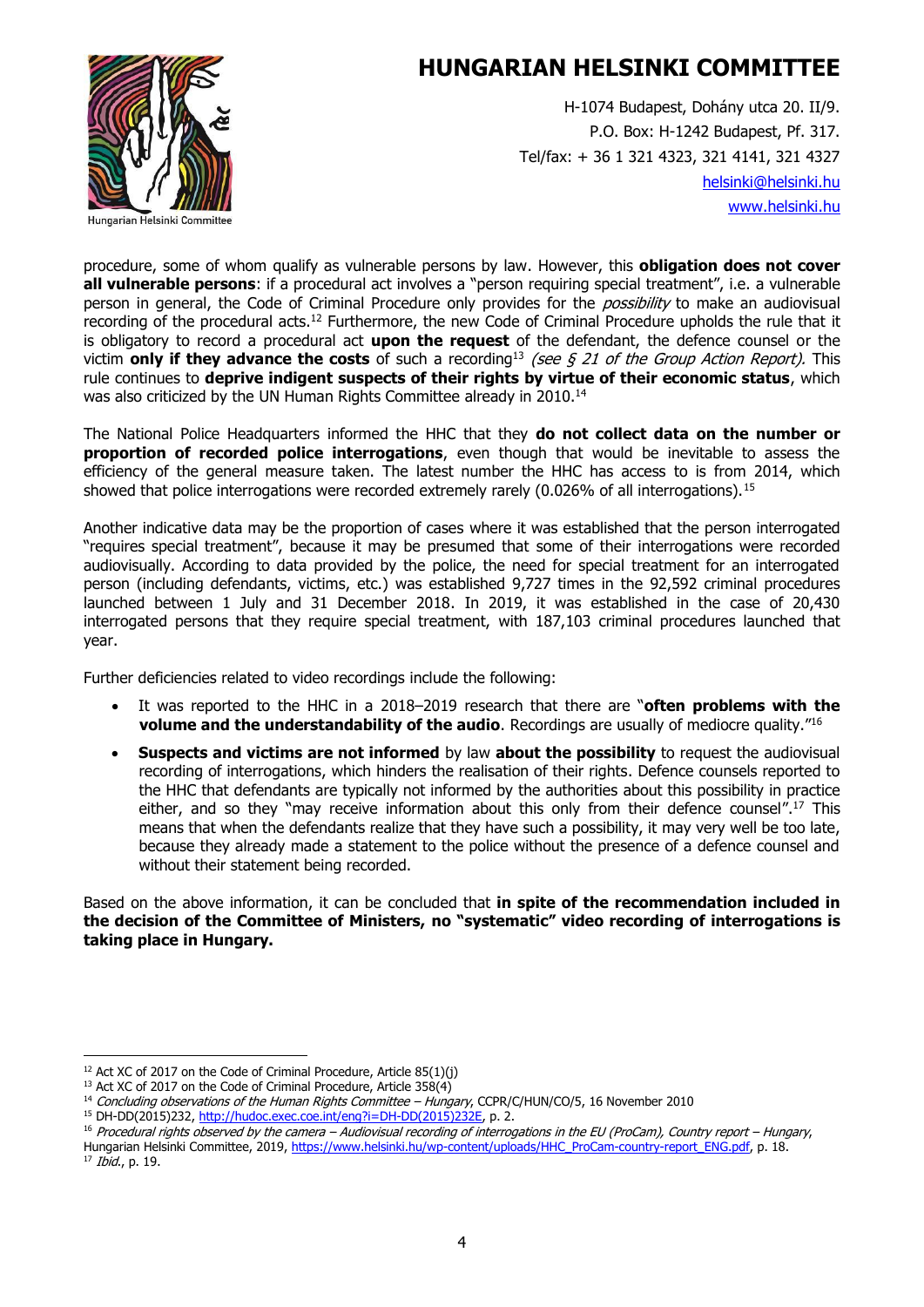procedure, some of whom qualify as vulnerable persons by law. However, this **obligation does not cover all vulnerable persons**: if a procedural act involves a "person requiring special treatment", i.e. a vulnerable person in general, the Code of Criminal Procedure only provides for the *possibility* to make an audiovisual recording of the procedural acts.[12] Furthermore, the new Code of Criminal Procedure upholds the rule that it is obligatory to record a procedural act **upon the request** of the defendant, the defence counsel or the victim **only if they advance the costs** of such a recording[13] *(see § 21 of the Group Action Report).* This rule continues to **deprive indigent suspects of their rights by virtue of their economic status**, which was also criticized by the UN Human Rights Committee already in 2010.[14]

The National Police Headquarters informed the HHC that they **do not collect data on the number or proportion of recorded police interrogations**, even though that would be inevitable to assess the efficiency of the general measure taken. The latest number the HHC has access to is from 2014, which showed that police interrogations were recorded extremely rarely (0.026% of all interrogations).[15]

Another indicative data may be the proportion of cases where it was established that the person interrogated "requires special treatment", because it may be presumed that some of their interrogations were recorded audiovisually. According to data provided by the police, the need for special treatment for an interrogated person (including defendants, victims, etc.) was established 9,727 times in the 92,592 criminal procedures launched between 1 July and 31 December 2018. In 2019, it was established in the case of 20,430 interrogated persons that they require special treatment, with 187,103 criminal procedures launched that year.

Further deficiencies related to video recordings include the following:

- It was reported to the HHC in a 2018–2019 research that there are "**often problems with the volume and the understandability of the audio**. Recordings are usually of mediocre quality."[16]
- **Suspects and victims are not informed** by law **about the possibility** to request the audiovisual recording of interrogations, which hinders the realisation of their rights. Defence counsels reported to the HHC that defendants are typically not informed by the authorities about this possibility in practice either, and so they "may receive information about this only from their defence counsel".[17] This means that when the defendants realize that they have such a possibility, it may very well be too late, because they already made a statement to the police without the presence of a defence counsel and without their statement being recorded.

Based on the above information, it can be concluded that **in spite of the recommendation included in the decision of the Committee of Ministers, no "systematic" video recording of interrogations is taking place in Hungary.**

---

[12] Act XC of 2017 on the Code of Criminal Procedure, Article 85(1)(j)

[13] Act XC of 2017 on the Code of Criminal Procedure, Article 358(4)

[14] *Concluding observations of the Human Rights Committee – Hungary*, CCPR/C/HUN/CO/5, 16 November 2010

[15] DH-DD(2015)232, http://hudoc.exec.coe.int/eng?i=DH-DD(2015)232E, p. 2.

[16] *Procedural rights observed by the camera – Audiovisual recording of interrogations in the EU (ProCam), Country report – Hungary*, Hungarian Helsinki Committee, 2019, https://www.helsinki.hu/wp-content/uploads/HHC_ProCam-country-report_ENG.pdf, p. 18.

[17] *Ibid.*, p. 19.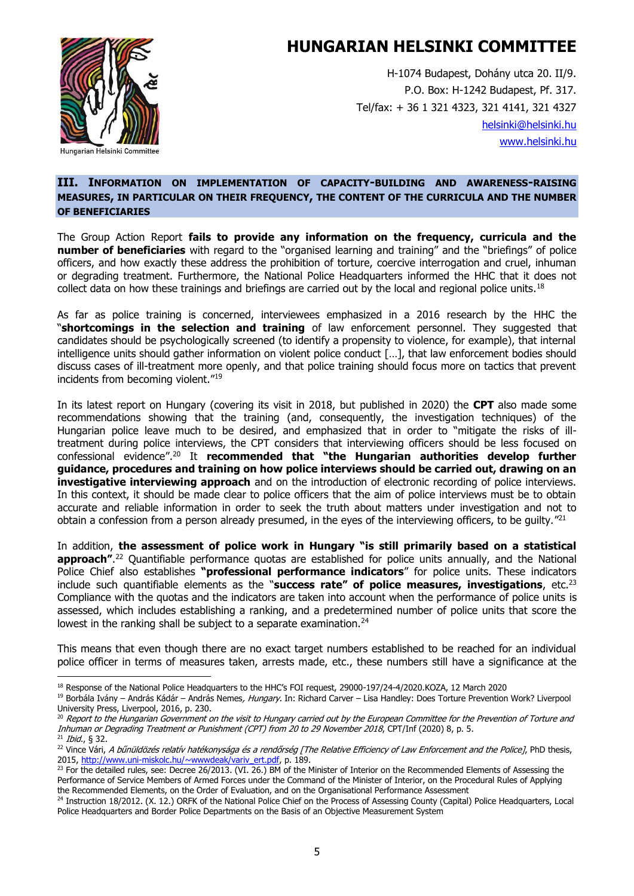## III. INFORMATION ON IMPLEMENTATION OF CAPACITY-BUILDING AND AWARENESS-RAISING MEASURES, IN PARTICULAR ON THEIR FREQUENCY, THE CONTENT OF THE CURRICULA AND THE NUMBER OF BENEFICIARIES

The Group Action Report **fails to provide any information on the frequency, curricula and the number of beneficiaries** with regard to the "organised learning and training" and the "briefings" of police officers, and how exactly these address the prohibition of torture, coercive interrogation and cruel, inhuman or degrading treatment. Furthermore, the National Police Headquarters informed the HHC that it does not collect data on how these trainings and briefings are carried out by the local and regional police units.[18]

As far as police training is concerned, interviewees emphasized in a 2016 research by the HHC the "**shortcomings in the selection and training** of law enforcement personnel. They suggested that candidates should be psychologically screened (to identify a propensity to violence, for example), that internal intelligence units should gather information on violent police conduct […], that law enforcement bodies should discuss cases of ill-treatment more openly, and that police training should focus more on tactics that prevent incidents from becoming violent."[19]

In its latest report on Hungary (covering its visit in 2018, but published in 2020) the **CPT** also made some recommendations showing that the training (and, consequently, the investigation techniques) of the Hungarian police leave much to be desired, and emphasized that in order to "mitigate the risks of ill-treatment during police interviews, the CPT considers that interviewing officers should be less focused on confessional evidence".[20] It **recommended that "the Hungarian authorities develop further guidance, procedures and training on how police interviews should be carried out, drawing on an investigative interviewing approach** and on the introduction of electronic recording of police interviews. In this context, it should be made clear to police officers that the aim of police interviews must be to obtain accurate and reliable information in order to seek the truth about matters under investigation and not to obtain a confession from a person already presumed, in the eyes of the interviewing officers, to be guilty."[21]

In addition, **the assessment of police work in Hungary "is still primarily based on a statistical approach"**.[22] Quantifiable performance quotas are established for police units annually, and the National Police Chief also establishes **"professional performance indicators**" for police units. These indicators include such quantifiable elements as the "**success rate" of police measures, investigations**, etc.[23] Compliance with the quotas and the indicators are taken into account when the performance of police units is assessed, which includes establishing a ranking, and a predetermined number of police units that score the lowest in the ranking shall be subject to a separate examination.[24]

This means that even though there are no exact target numbers established to be reached for an individual police officer in terms of measures taken, arrests made, etc., these numbers still have a significance at the

---

[18] Response of the National Police Headquarters to the HHC's FOI request, 29000-197/24-4/2020.KOZA, 12 March 2020

[19] Borbála Ivány – András Kádár – András Nemes*, Hungary.* In: Richard Carver – Lisa Handley: Does Torture Prevention Work? Liverpool University Press, Liverpool, 2016, p. 230.

[20] *Report to the Hungarian Government on the visit to Hungary carried out by the European Committee for the Prevention of Torture and Inhuman or Degrading Treatment or Punishment (CPT) from 20 to 29 November 2018*, CPT/Inf (2020) 8, p. 5.

[21] *Ibid.*, § 32.

[22] Vince Vári, *A bűnüldözés relatív hatékonysága és a rendőrség [The Relative Efficiency of Law Enforcement and the Police]*, PhD thesis, 2015, http://www.uni-miskolc.hu/~wwwdeak/variv_ert.pdf, p. 189.

[23] For the detailed rules, see: Decree 26/2013. (VI. 26.) BM of the Minister of Interior on the Recommended Elements of Assessing the Performance of Service Members of Armed Forces under the Command of the Minister of Interior, on the Procedural Rules of Applying the Recommended Elements, on the Order of Evaluation, and on the Organisational Performance Assessment

[24] Instruction 18/2012. (X. 12.) ORFK of the National Police Chief on the Process of Assessing County (Capital) Police Headquarters, Local Police Headquarters and Border Police Departments on the Basis of an Objective Measurement System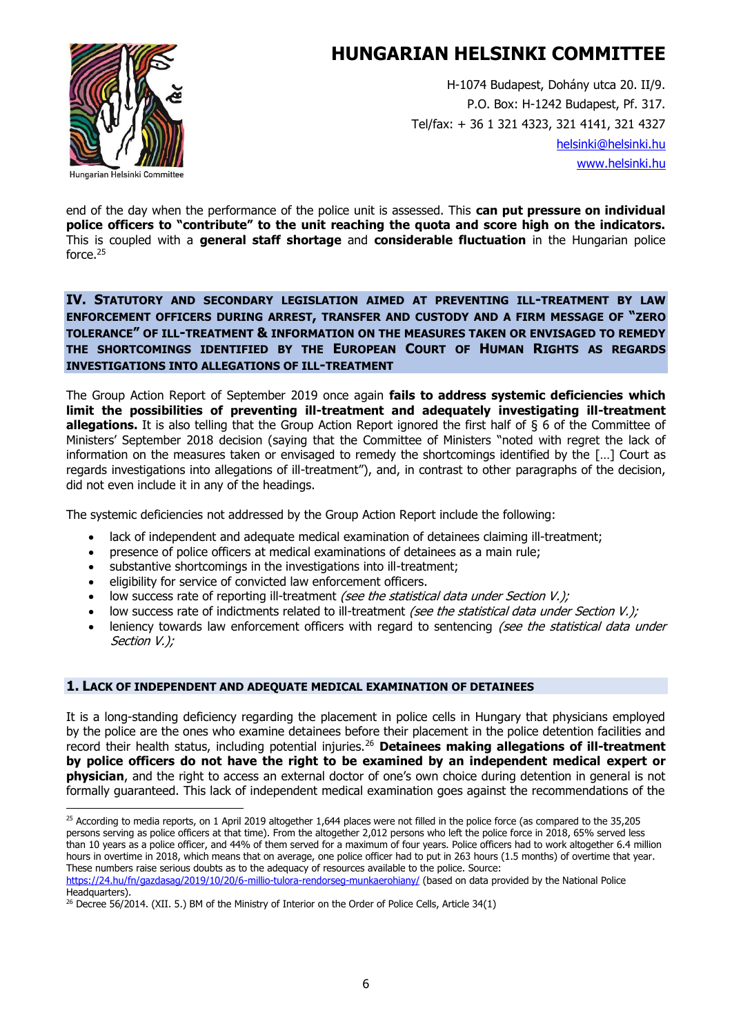end of the day when the performance of the police unit is assessed. This **can put pressure on individual police officers to "contribute" to the unit reaching the quota and score high on the indicators.** This is coupled with a **general staff shortage** and **considerable fluctuation** in the Hungarian police force.[25]

## IV. Statutory and secondary legislation aimed at preventing ill-treatment by law enforcement officers during arrest, transfer and custody and a firm message of "zero tolerance" of ill-treatment & information on the measures taken or envisaged to remedy the shortcomings identified by the European Court of Human Rights as regards investigations into allegations of ill-treatment

The Group Action Report of September 2019 once again **fails to address systemic deficiencies which limit the possibilities of preventing ill-treatment and adequately investigating ill-treatment allegations.** It is also telling that the Group Action Report ignored the first half of § 6 of the Committee of Ministers' September 2018 decision (saying that the Committee of Ministers "noted with regret the lack of information on the measures taken or envisaged to remedy the shortcomings identified by the […] Court as regards investigations into allegations of ill-treatment"), and, in contrast to other paragraphs of the decision, did not even include it in any of the headings.

The systemic deficiencies not addressed by the Group Action Report include the following:

- lack of independent and adequate medical examination of detainees claiming ill-treatment;
- presence of police officers at medical examinations of detainees as a main rule;
- substantive shortcomings in the investigations into ill-treatment;
- eligibility for service of convicted law enforcement officers.
- low success rate of reporting ill-treatment *(see the statistical data under Section V.);*
- low success rate of indictments related to ill-treatment *(see the statistical data under Section V.);*
- leniency towards law enforcement officers with regard to sentencing *(see the statistical data under Section V.);*

### 1. Lack of independent and adequate medical examination of detainees

It is a long-standing deficiency regarding the placement in police cells in Hungary that physicians employed by the police are the ones who examine detainees before their placement in the police detention facilities and record their health status, including potential injuries.[26] **Detainees making allegations of ill-treatment by police officers do not have the right to be examined by an independent medical expert or physician**, and the right to access an external doctor of one's own choice during detention in general is not formally guaranteed. This lack of independent medical examination goes against the recommendations of the

---

[25] According to media reports, on 1 April 2019 altogether 1,644 places were not filled in the police force (as compared to the 35,205 persons serving as police officers at that time). From the altogether 2,012 persons who left the police force in 2018, 65% served less than 10 years as a police officer, and 44% of them served for a maximum of four years. Police officers had to work altogether 6.4 million hours in overtime in 2018, which means that on average, one police officer had to put in 263 hours (1.5 months) of overtime that year. These numbers raise serious doubts as to the adequacy of resources available to the police. Source: https://24.hu/fn/gazdasag/2019/10/20/6-millio-tulora-rendorseg-munkaerohiany/ (based on data provided by the National Police Headquarters).

[26] Decree 56/2014. (XII. 5.) BM of the Ministry of Interior on the Order of Police Cells, Article 34(1)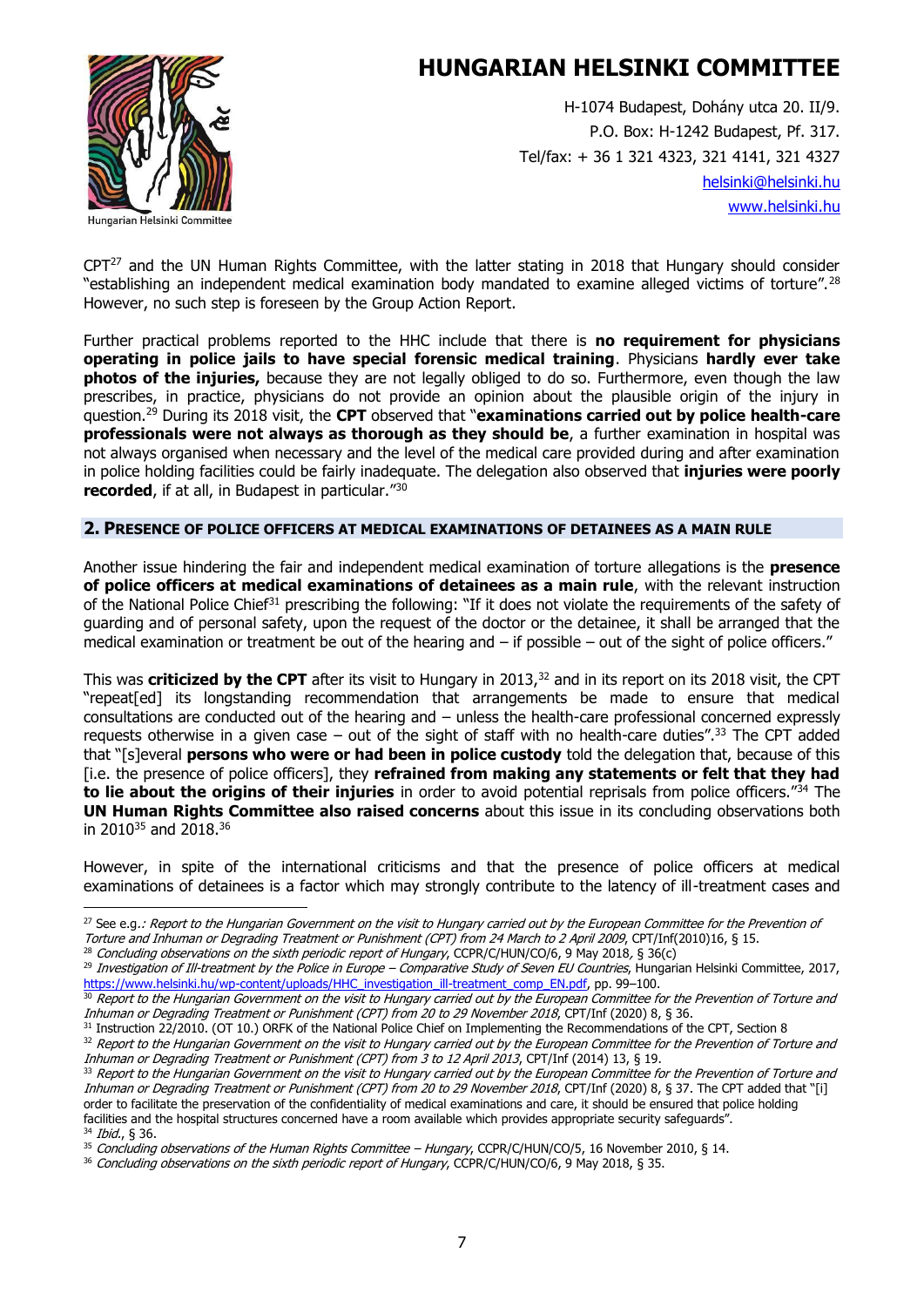CPT[27] and the UN Human Rights Committee, with the latter stating in 2018 that Hungary should consider "establishing an independent medical examination body mandated to examine alleged victims of torture".[28] However, no such step is foreseen by the Group Action Report.

Further practical problems reported to the HHC include that there is **no requirement for physicians operating in police jails to have special forensic medical training**. Physicians **hardly ever take photos of the injuries,** because they are not legally obliged to do so. Furthermore, even though the law prescribes, in practice, physicians do not provide an opinion about the plausible origin of the injury in question.[29] During its 2018 visit, the **CPT** observed that "**examinations carried out by police health-care professionals were not always as thorough as they should be**, a further examination in hospital was not always organised when necessary and the level of the medical care provided during and after examination in police holding facilities could be fairly inadequate. The delegation also observed that **injuries were poorly recorded**, if at all, in Budapest in particular."[30]

## 2. Presence of police officers at medical examinations of detainees as a main rule

Another issue hindering the fair and independent medical examination of torture allegations is the **presence of police officers at medical examinations of detainees as a main rule**, with the relevant instruction of the National Police Chief[31] prescribing the following: "If it does not violate the requirements of the safety of guarding and of personal safety, upon the request of the doctor or the detainee, it shall be arranged that the medical examination or treatment be out of the hearing and – if possible – out of the sight of police officers."

This was **criticized by the CPT** after its visit to Hungary in 2013,[32] and in its report on its 2018 visit, the CPT "repeat[ed] its longstanding recommendation that arrangements be made to ensure that medical consultations are conducted out of the hearing and – unless the health-care professional concerned expressly requests otherwise in a given case – out of the sight of staff with no health-care duties".[33] The CPT added that "[s]everal **persons who were or had been in police custody** told the delegation that, because of this [i.e. the presence of police officers], they **refrained from making any statements or felt that they had to lie about the origins of their injuries** in order to avoid potential reprisals from police officers."[34] The **UN Human Rights Committee also raised concerns** about this issue in its concluding observations both in 2010[35] and 2018.[36]

However, in spite of the international criticisms and that the presence of police officers at medical examinations of detainees is a factor which may strongly contribute to the latency of ill-treatment cases and

---

[27] See e.g.: *Report to the Hungarian Government on the visit to Hungary carried out by the European Committee for the Prevention of Torture and Inhuman or Degrading Treatment or Punishment (CPT) from 24 March to 2 April 2009*, CPT/Inf(2010)16, § 15.

[28] *Concluding observations on the sixth periodic report of Hungary*, CCPR/C/HUN/CO/6, 9 May 2018, § 36(c)

[29] *Investigation of Ill-treatment by the Police in Europe – Comparative Study of Seven EU Countries*, Hungarian Helsinki Committee, 2017, https://www.helsinki.hu/wp-content/uploads/HHC_investigation_ill-treatment_comp_EN.pdf, pp. 99–100.

[30] *Report to the Hungarian Government on the visit to Hungary carried out by the European Committee for the Prevention of Torture and Inhuman or Degrading Treatment or Punishment (CPT) from 20 to 29 November 2018*, CPT/Inf (2020) 8, § 36.

[31] Instruction 22/2010. (OT 10.) ORFK of the National Police Chief on Implementing the Recommendations of the CPT, Section 8

[32] *Report to the Hungarian Government on the visit to Hungary carried out by the European Committee for the Prevention of Torture and Inhuman or Degrading Treatment or Punishment (CPT) from 3 to 12 April 2013*, CPT/Inf (2014) 13, § 19.

[33] *Report to the Hungarian Government on the visit to Hungary carried out by the European Committee for the Prevention of Torture and Inhuman or Degrading Treatment or Punishment (CPT) from 20 to 29 November 2018*, CPT/Inf (2020) 8, § 37. The CPT added that "[i] order to facilitate the preservation of the confidentiality of medical examinations and care, it should be ensured that police holding facilities and the hospital structures concerned have a room available which provides appropriate security safeguards".

[34] *Ibid.*, § 36.

[35] *Concluding observations of the Human Rights Committee – Hungary*, CCPR/C/HUN/CO/5, 16 November 2010, § 14.

[36] *Concluding observations on the sixth periodic report of Hungary*, CCPR/C/HUN/CO/6, 9 May 2018, § 35.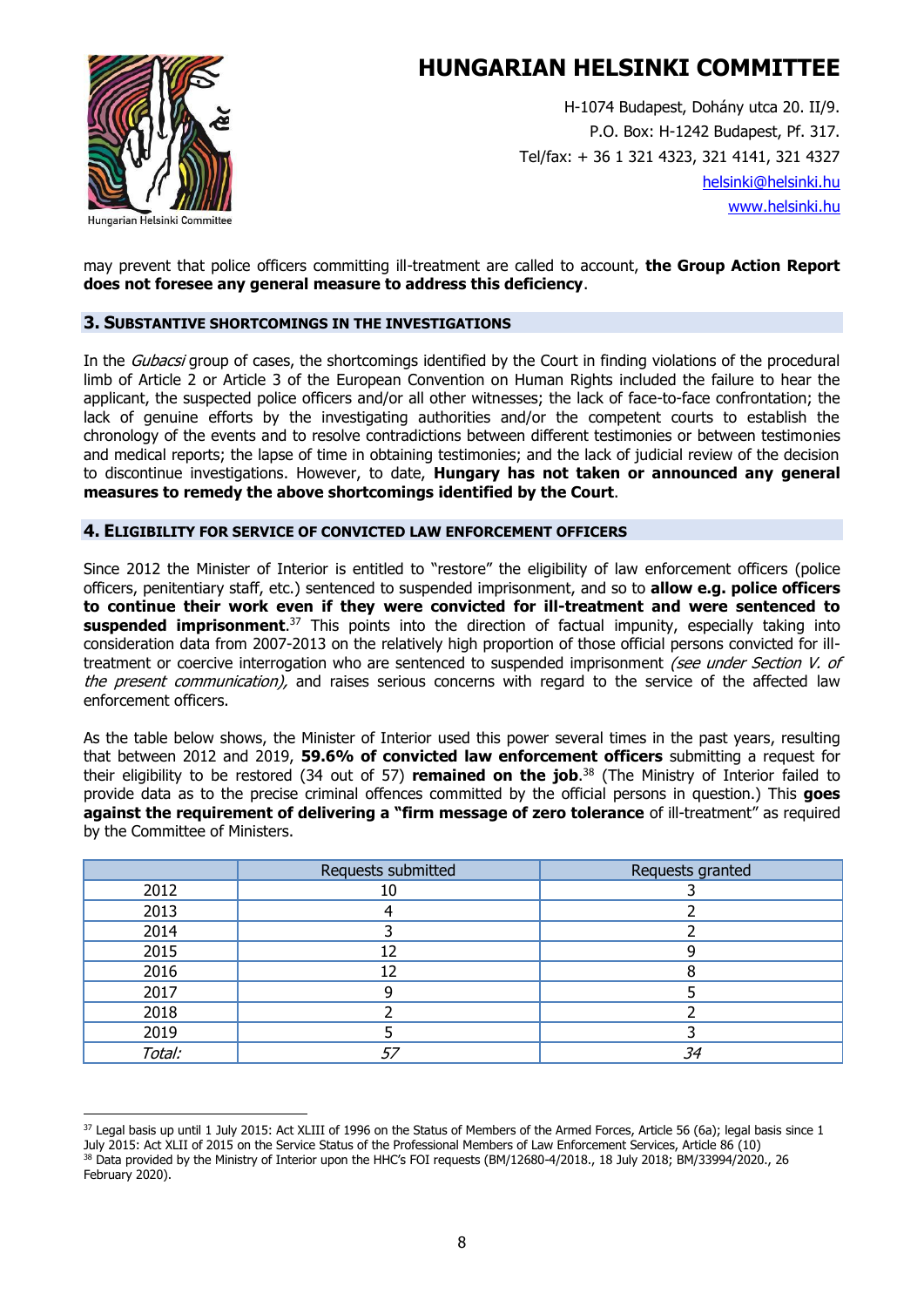may prevent that police officers committing ill-treatment are called to account, **the Group Action Report does not foresee any general measure to address this deficiency**.

### 3. Substantive shortcomings in the investigations

In the *Gubacsi* group of cases, the shortcomings identified by the Court in finding violations of the procedural limb of Article 2 or Article 3 of the European Convention on Human Rights included the failure to hear the applicant, the suspected police officers and/or all other witnesses; the lack of face-to-face confrontation; the lack of genuine efforts by the investigating authorities and/or the competent courts to establish the chronology of the events and to resolve contradictions between different testimonies or between testimonies and medical reports; the lapse of time in obtaining testimonies; and the lack of judicial review of the decision to discontinue investigations. However, to date, **Hungary has not taken or announced any general measures to remedy the above shortcomings identified by the Court**.

### 4. Eligibility for service of convicted law enforcement officers

Since 2012 the Minister of Interior is entitled to "restore" the eligibility of law enforcement officers (police officers, penitentiary staff, etc.) sentenced to suspended imprisonment, and so to **allow e.g. police officers to continue their work even if they were convicted for ill-treatment and were sentenced to suspended imprisonment**.[37] This points into the direction of factual impunity, especially taking into consideration data from 2007-2013 on the relatively high proportion of those official persons convicted for ill-treatment or coercive interrogation who are sentenced to suspended imprisonment *(see under Section V. of the present communication),* and raises serious concerns with regard to the service of the affected law enforcement officers.

As the table below shows, the Minister of Interior used this power several times in the past years, resulting that between 2012 and 2019, **59.6% of convicted law enforcement officers** submitting a request for their eligibility to be restored (34 out of 57) **remained on the job**.[38] (The Ministry of Interior failed to provide data as to the precise criminal offences committed by the official persons in question.) This **goes against the requirement of delivering a "firm message of zero tolerance** of ill-treatment" as required by the Committee of Ministers.

| | Requests submitted | Requests granted |
|---|---|---|
| 2012 | 10 | 3 |
| 2013 | 4 | 2 |
| 2014 | 3 | 2 |
| 2015 | 12 | 9 |
| 2016 | 12 | 8 |
| 2017 | 9 | 5 |
| 2018 | 2 | 2 |
| 2019 | 5 | 3 |
| *Total:* | *57* | *34* |

[37] Legal basis up until 1 July 2015: Act XLIII of 1996 on the Status of Members of the Armed Forces, Article 56 (6a); legal basis since 1 July 2015: Act XLII of 2015 on the Service Status of the Professional Members of Law Enforcement Services, Article 86 (10)

[38] Data provided by the Ministry of Interior upon the HHC's FOI requests (BM/12680-4/2018., 18 July 2018; BM/33994/2020., 26 February 2020).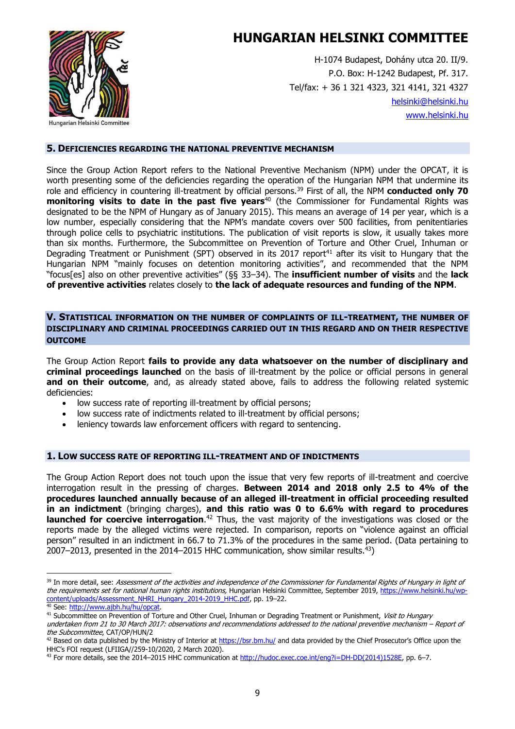## 5. Deficiencies regarding the National Preventive Mechanism

Since the Group Action Report refers to the National Preventive Mechanism (NPM) under the OPCAT, it is worth presenting some of the deficiencies regarding the operation of the Hungarian NPM that undermine its role and efficiency in countering ill-treatment by official persons.[39] First of all, the NPM **conducted only 70 monitoring visits to date in the past five years**[40] (the Commissioner for Fundamental Rights was designated to be the NPM of Hungary as of January 2015). This means an average of 14 per year, which is a low number, especially considering that the NPM's mandate covers over 500 facilities, from penitentiaries through police cells to psychiatric institutions. The publication of visit reports is slow, it usually takes more than six months. Furthermore, the Subcommittee on Prevention of Torture and Other Cruel, Inhuman or Degrading Treatment or Punishment (SPT) observed in its 2017 report[41] after its visit to Hungary that the Hungarian NPM "mainly focuses on detention monitoring activities", and recommended that the NPM "focus[es] also on other preventive activities" (§§ 33–34). The **insufficient number of visits** and the **lack of preventive activities** relates closely to **the lack of adequate resources and funding of the NPM**.

## V. Statistical information on the number of complaints of ill-treatment, the number of disciplinary and criminal proceedings carried out in this regard and on their respective outcome

The Group Action Report **fails to provide any data whatsoever on the number of disciplinary and criminal proceedings launched** on the basis of ill-treatment by the police or official persons in general **and on their outcome**, and, as already stated above, fails to address the following related systemic deficiencies:

- low success rate of reporting ill-treatment by official persons;
- low success rate of indictments related to ill-treatment by official persons;
- leniency towards law enforcement officers with regard to sentencing.

## 1. Low success rate of reporting ill-treatment and of indictments

The Group Action Report does not touch upon the issue that very few reports of ill-treatment and coercive interrogation result in the pressing of charges. **Between 2014 and 2018 only 2.5 to 4% of the procedures launched annually because of an alleged ill-treatment in official proceeding resulted in an indictment** (bringing charges), **and this ratio was 0 to 6.6% with regard to procedures launched for coercive interrogation**.[42] Thus, the vast majority of the investigations was closed or the reports made by the alleged victims were rejected. In comparison, reports on "violence against an official person" resulted in an indictment in 66.7 to 71.3% of the procedures in the same period. (Data pertaining to 2007–2013, presented in the 2014–2015 HHC communication, show similar results.[43])

---

[39] In more detail, see: *Assessment of the activities and independence of the Commissioner for Fundamental Rights of Hungary in light of the requirements set for national human rights institutions,* Hungarian Helsinki Committee, September 2019, https://www.helsinki.hu/wp-content/uploads/Assessment_NHRI_Hungary_2014-2019_HHC.pdf, pp. 19–22.

[40] See: http://www.ajbh.hu/hu/opcat.

[41] Subcommittee on Prevention of Torture and Other Cruel, Inhuman or Degrading Treatment or Punishment, *Visit to Hungary undertaken from 21 to 30 March 2017: observations and recommendations addressed to the national preventive mechanism – Report of the Subcommittee*, CAT/OP/HUN/2

[42] Based on data published by the Ministry of Interior at https://bsr.bm.hu/ and data provided by the Chief Prosecutor's Office upon the HHC's FOI request (LFIIGA//259-10/2020, 2 March 2020).

[43] For more details, see the 2014–2015 HHC communication at http://hudoc.exec.coe.int/eng?i=DH-DD(2014)1528E, pp. 6–7.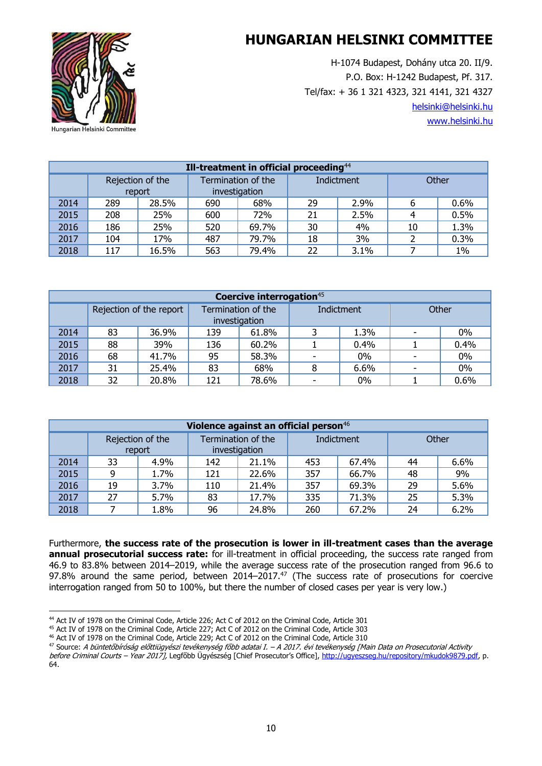# HUNGARIAN HELSINKI COMMITTEE

H-1074 Budapest, Dohány utca 20. II/9.
P.O. Box: H-1242 Budapest, Pf. 317.
Tel/fax: + 36 1 321 4323, 321 4141, 321 4327
helsinki@helsinki.hu
www.helsinki.hu

| Ill-treatment in official proceeding[44] | | | | | | | | |
|---|---|---|---|---|---|---|---|---|
| | Rejection of the report | | Termination of the investigation | | Indictment | | Other | |
| 2014 | 289 | 28.5% | 690 | 68% | 29 | 2.9% | 6 | 0.6% |
| 2015 | 208 | 25% | 600 | 72% | 21 | 2.5% | 4 | 0.5% |
| 2016 | 186 | 25% | 520 | 69.7% | 30 | 4% | 10 | 1.3% |
| 2017 | 104 | 17% | 487 | 79.7% | 18 | 3% | 2 | 0.3% |
| 2018 | 117 | 16.5% | 563 | 79.4% | 22 | 3.1% | 7 | 1% |

| Coercive interrogation[45] | | | | | | | | |
|---|---|---|---|---|---|---|---|---|
| | Rejection of the report | | Termination of the investigation | | Indictment | | Other | |
| 2014 | 83 | 36.9% | 139 | 61.8% | 3 | 1.3% | - | 0% |
| 2015 | 88 | 39% | 136 | 60.2% | 1 | 0.4% | 1 | 0.4% |
| 2016 | 68 | 41.7% | 95 | 58.3% | - | 0% | - | 0% |
| 2017 | 31 | 25.4% | 83 | 68% | 8 | 6.6% | - | 0% |
| 2018 | 32 | 20.8% | 121 | 78.6% | - | 0% | 1 | 0.6% |

| Violence against an official person[46] | | | | | | | | |
|---|---|---|---|---|---|---|---|---|
| | Rejection of the report | | Termination of the investigation | | Indictment | | Other | |
| 2014 | 33 | 4.9% | 142 | 21.1% | 453 | 67.4% | 44 | 6.6% |
| 2015 | 9 | 1.7% | 121 | 22.6% | 357 | 66.7% | 48 | 9% |
| 2016 | 19 | 3.7% | 110 | 21.4% | 357 | 69.3% | 29 | 5.6% |
| 2017 | 27 | 5.7% | 83 | 17.7% | 335 | 71.3% | 25 | 5.3% |
| 2018 | 7 | 1.8% | 96 | 24.8% | 260 | 67.2% | 24 | 6.2% |

Furthermore, **the success rate of the prosecution is lower in ill-treatment cases than the average annual prosecutorial success rate:** for ill-treatment in official proceeding, the success rate ranged from 46.9 to 83.8% between 2014–2019, while the average success rate of the prosecution ranged from 96.6 to 97.8% around the same period, between 2014–2017.[47] (The success rate of prosecutions for coercive interrogation ranged from 50 to 100%, but there the number of closed cases per year is very low.)

---

[44] Act IV of 1978 on the Criminal Code, Article 226; Act C of 2012 on the Criminal Code, Article 301
[45] Act IV of 1978 on the Criminal Code, Article 227; Act C of 2012 on the Criminal Code, Article 303
[46] Act IV of 1978 on the Criminal Code, Article 229; Act C of 2012 on the Criminal Code, Article 310
[47] Source: *A büntetőbíróság előttiügyészi tevékenység főbb adatai I. – A 2017. évi tevékenység [Main Data on Prosecutorial Activity before Criminal Courts – Year 2017],* Legfőbb Ügyészség [Chief Prosecutor's Office], http://ugyeszseg.hu/repository/mkudok9879.pdf, p. 64.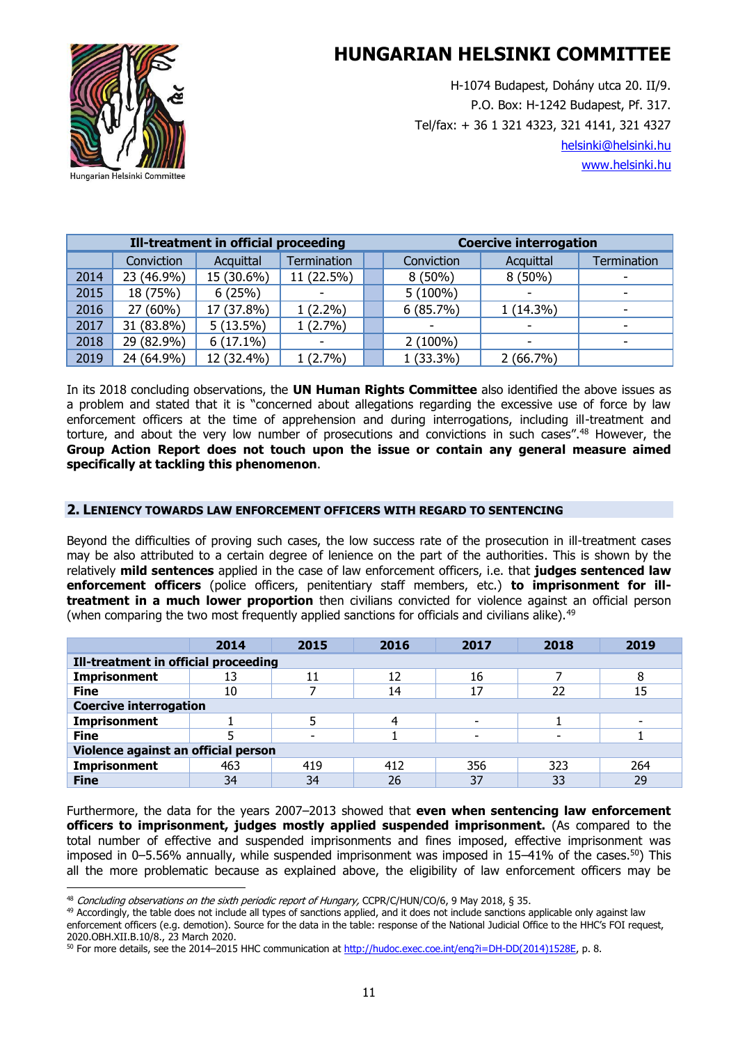| | Ill-treatment in official proceeding | | | | Coercive interrogation | | |
|---|---|---|---|---|---|---|---|
| | Conviction | Acquittal | Termination | | Conviction | Acquittal | Termination |
| 2014 | 23 (46.9%) | 15 (30.6%) | 11 (22.5%) | | 8 (50%) | 8 (50%) | - |
| 2015 | 18 (75%) | 6 (25%) | - | | 5 (100%) | - | - |
| 2016 | 27 (60%) | 17 (37.8%) | 1 (2.2%) | | 6 (85.7%) | 1 (14.3%) | - |
| 2017 | 31 (83.8%) | 5 (13.5%) | 1 (2.7%) | | - | - | - |
| 2018 | 29 (82.9%) | 6 (17.1%) | - | | 2 (100%) | - | - |
| 2019 | 24 (64.9%) | 12 (32.4%) | 1 (2.7%) | | 1 (33.3%) | 2 (66.7%) | |

In its 2018 concluding observations, the **UN Human Rights Committee** also identified the above issues as a problem and stated that it is "concerned about allegations regarding the excessive use of force by law enforcement officers at the time of apprehension and during interrogations, including ill-treatment and torture, and about the very low number of prosecutions and convictions in such cases".[48] However, the **Group Action Report does not touch upon the issue or contain any general measure aimed specifically at tackling this phenomenon**.

## 2. Leniency towards law enforcement officers with regard to sentencing

Beyond the difficulties of proving such cases, the low success rate of the prosecution in ill-treatment cases may be also attributed to a certain degree of lenience on the part of the authorities. This is shown by the relatively **mild sentences** applied in the case of law enforcement officers, i.e. that **judges sentenced law enforcement officers** (police officers, penitentiary staff members, etc.) **to imprisonment for ill-treatment in a much lower proportion** then civilians convicted for violence against an official person (when comparing the two most frequently applied sanctions for officials and civilians alike).[49]

| | 2014 | 2015 | 2016 | 2017 | 2018 | 2019 |
|---|---|---|---|---|---|---|
| **Ill-treatment in official proceeding** | | | | | | |
| **Imprisonment** | 13 | 11 | 12 | 16 | 7 | 8 |
| **Fine** | 10 | 7 | 14 | 17 | 22 | 15 |
| **Coercive interrogation** | | | | | | |
| **Imprisonment** | 1 | 5 | 4 | - | 1 | - |
| **Fine** | 5 | - | 1 | - | - | 1 |
| **Violence against an official person** | | | | | | |
| **Imprisonment** | 463 | 419 | 412 | 356 | 323 | 264 |
| **Fine** | 34 | 34 | 26 | 37 | 33 | 29 |

Furthermore, the data for the years 2007–2013 showed that **even when sentencing law enforcement officers to imprisonment, judges mostly applied suspended imprisonment.** (As compared to the total number of effective and suspended imprisonments and fines imposed, effective imprisonment was imposed in 0–5.56% annually, while suspended imprisonment was imposed in 15–41% of the cases.[50]) This all the more problematic because as explained above, the eligibility of law enforcement officers may be

---

[48] *Concluding observations on the sixth periodic report of Hungary*, CCPR/C/HUN/CO/6, 9 May 2018, § 35.

[49] Accordingly, the table does not include all types of sanctions applied, and it does not include sanctions applicable only against law enforcement officers (e.g. demotion). Source for the data in the table: response of the National Judicial Office to the HHC's FOI request, 2020.OBH.XII.B.10/8., 23 March 2020.

[50] For more details, see the 2014–2015 HHC communication at http://hudoc.exec.coe.int/eng?i=DH-DD(2014)1528E, p. 8.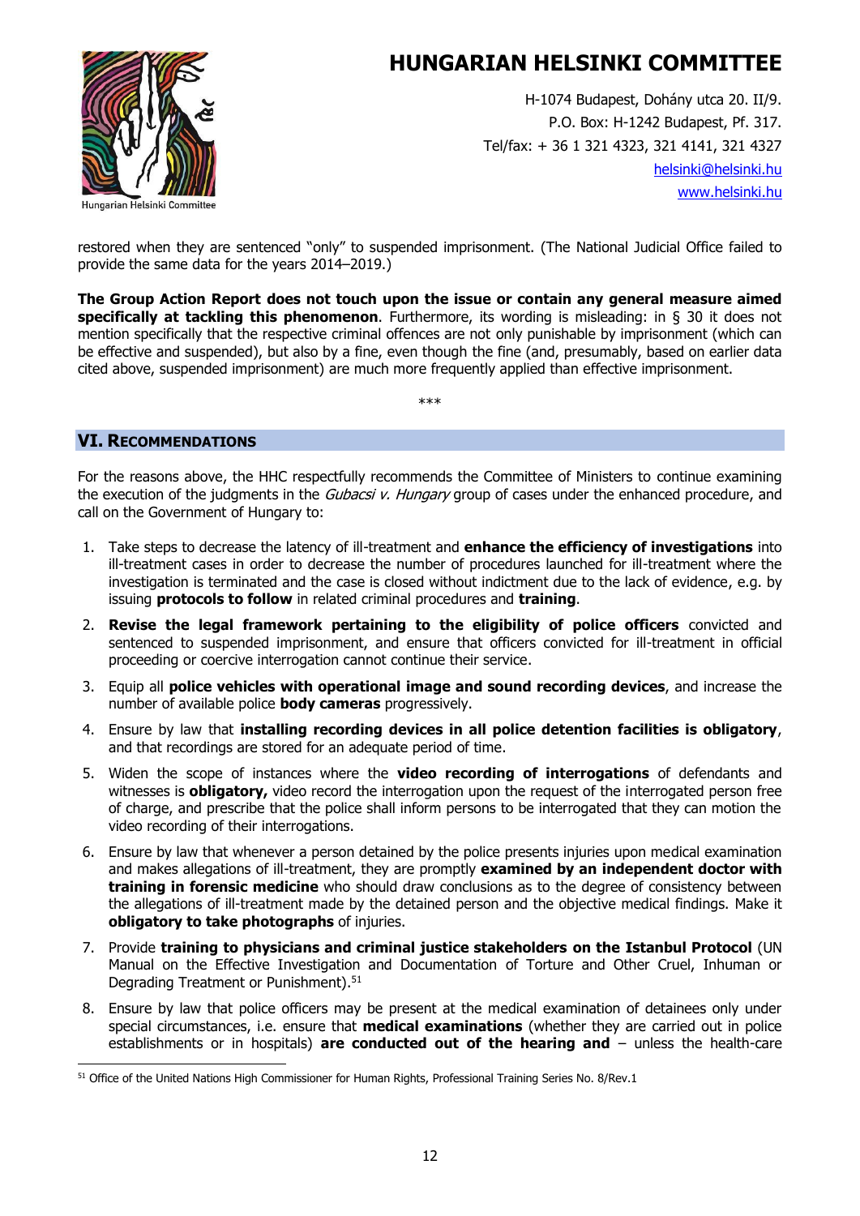restored when they are sentenced "only" to suspended imprisonment. (The National Judicial Office failed to provide the same data for the years 2014–2019.)

**The Group Action Report does not touch upon the issue or contain any general measure aimed specifically at tackling this phenomenon**. Furthermore, its wording is misleading: in § 30 it does not mention specifically that the respective criminal offences are not only punishable by imprisonment (which can be effective and suspended), but also by a fine, even though the fine (and, presumably, based on earlier data cited above, suspended imprisonment) are much more frequently applied than effective imprisonment.

\*\*\*

## VI. Recommendations

For the reasons above, the HHC respectfully recommends the Committee of Ministers to continue examining the execution of the judgments in the *Gubacsi v. Hungary* group of cases under the enhanced procedure, and call on the Government of Hungary to:

1. Take steps to decrease the latency of ill-treatment and **enhance the efficiency of investigations** into ill-treatment cases in order to decrease the number of procedures launched for ill-treatment where the investigation is terminated and the case is closed without indictment due to the lack of evidence, e.g. by issuing **protocols to follow** in related criminal procedures and **training**.
2. **Revise the legal framework pertaining to the eligibility of police officers** convicted and sentenced to suspended imprisonment, and ensure that officers convicted for ill-treatment in official proceeding or coercive interrogation cannot continue their service.
3. Equip all **police vehicles with operational image and sound recording devices**, and increase the number of available police **body cameras** progressively.
4. Ensure by law that **installing recording devices in all police detention facilities is obligatory**, and that recordings are stored for an adequate period of time.
5. Widen the scope of instances where the **video recording of interrogations** of defendants and witnesses is **obligatory,** video record the interrogation upon the request of the interrogated person free of charge, and prescribe that the police shall inform persons to be interrogated that they can motion the video recording of their interrogations.
6. Ensure by law that whenever a person detained by the police presents injuries upon medical examination and makes allegations of ill-treatment, they are promptly **examined by an independent doctor with training in forensic medicine** who should draw conclusions as to the degree of consistency between the allegations of ill-treatment made by the detained person and the objective medical findings. Make it **obligatory to take photographs** of injuries.
7. Provide **training to physicians and criminal justice stakeholders on the Istanbul Protocol** (UN Manual on the Effective Investigation and Documentation of Torture and Other Cruel, Inhuman or Degrading Treatment or Punishment).[51]
8. Ensure by law that police officers may be present at the medical examination of detainees only under special circumstances, i.e. ensure that **medical examinations** (whether they are carried out in police establishments or in hospitals) **are conducted out of the hearing and** – unless the health-care

[51] Office of the United Nations High Commissioner for Human Rights, Professional Training Series No. 8/Rev.1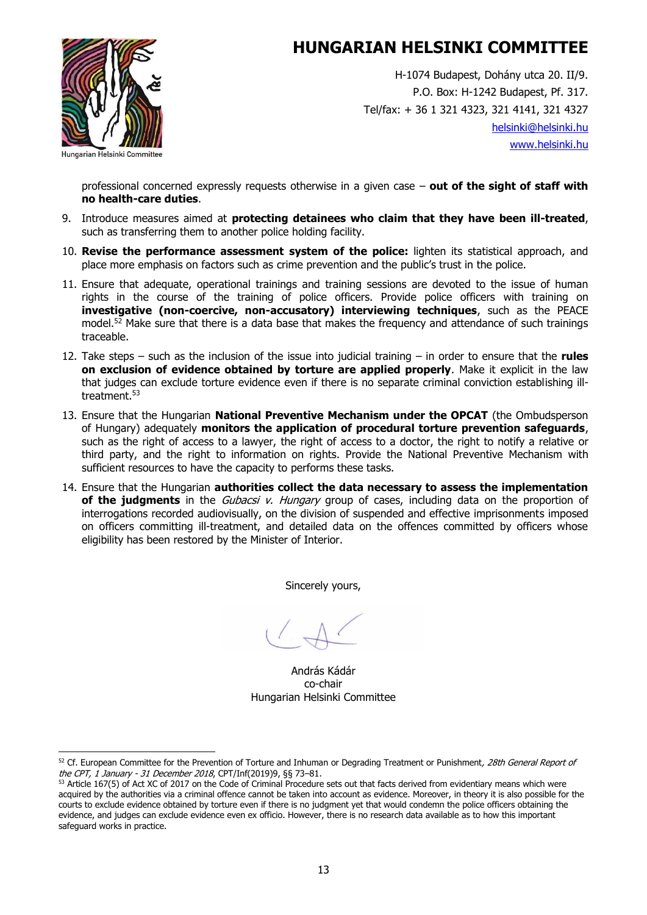professional concerned expressly requests otherwise in a given case – **out of the sight of staff with no health-care duties**.

9. Introduce measures aimed at **protecting detainees who claim that they have been ill-treated**, such as transferring them to another police holding facility.
10. **Revise the performance assessment system of the police:** lighten its statistical approach, and place more emphasis on factors such as crime prevention and the public's trust in the police.
11. Ensure that adequate, operational trainings and training sessions are devoted to the issue of human rights in the course of the training of police officers. Provide police officers with training on **investigative (non-coercive, non-accusatory) interviewing techniques**, such as the PEACE model.[52] Make sure that there is a data base that makes the frequency and attendance of such trainings traceable.
12. Take steps – such as the inclusion of the issue into judicial training – in order to ensure that the **rules on exclusion of evidence obtained by torture are applied properly**. Make it explicit in the law that judges can exclude torture evidence even if there is no separate criminal conviction establishing ill-treatment.[53]
13. Ensure that the Hungarian **National Preventive Mechanism under the OPCAT** (the Ombudsperson of Hungary) adequately **monitors the application of procedural torture prevention safeguards**, such as the right of access to a lawyer, the right of access to a doctor, the right to notify a relative or third party, and the right to information on rights. Provide the National Preventive Mechanism with sufficient resources to have the capacity to performs these tasks.
14. Ensure that the Hungarian **authorities collect the data necessary to assess the implementation of the judgments** in the *Gubacsi v. Hungary* group of cases, including data on the proportion of interrogations recorded audiovisually, on the division of suspended and effective imprisonments imposed on officers committing ill-treatment, and detailed data on the offences committed by officers whose eligibility has been restored by the Minister of Interior.

Sincerely yours,

András Kádár
co-chair
Hungarian Helsinki Committee

---

[52] Cf. European Committee for the Prevention of Torture and Inhuman or Degrading Treatment or Punishment*, 28th General Report of the CPT, 1 January - 31 December 2018*, CPT/Inf(2019)9, §§ 73–81.

[53] Article 167(5) of Act XC of 2017 on the Code of Criminal Procedure sets out that facts derived from evidentiary means which were acquired by the authorities via a criminal offence cannot be taken into account as evidence. Moreover, in theory it is also possible for the courts to exclude evidence obtained by torture even if there is no judgment yet that would condemn the police officers obtaining the evidence, and judges can exclude evidence even ex officio. However, there is no research data available as to how this important safeguard works in practice.